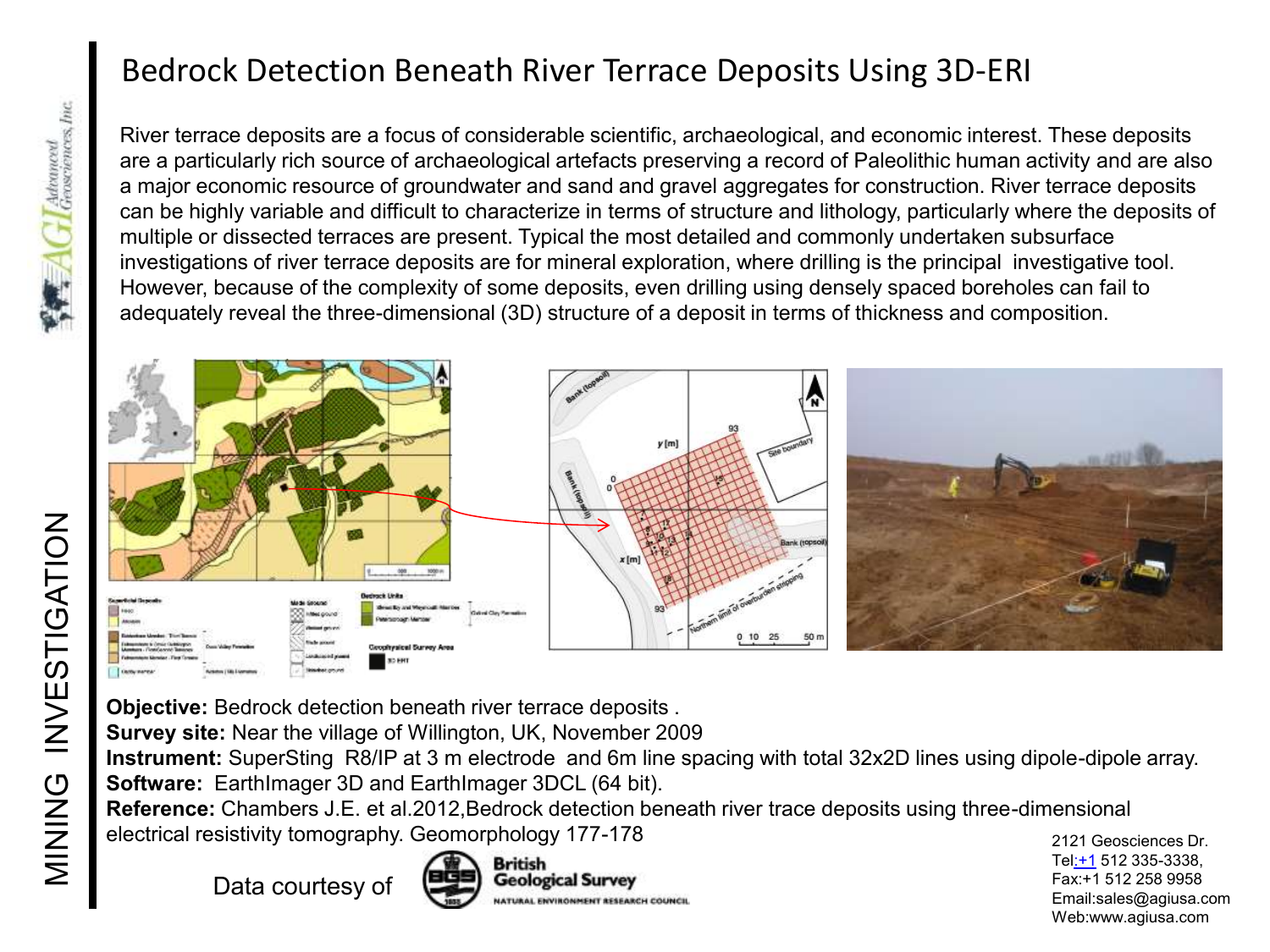# Bedrock Detection Beneath River Terrace Deposits Using 3D-ERI

River terrace deposits are a focus of considerable scientific, archaeological, and economic interest. These deposits are a particularly rich source of archaeological artefacts preserving a record of Paleolithic human activity and are also a major economic resource of groundwater and sand and gravel aggregates for construction. River terrace deposits can be highly variable and difficult to characterize in terms of structure and lithology, particularly where the deposits of multiple or dissected terraces are present. Typical the most detailed and commonly undertaken subsurface investigations of river terrace deposits are for mineral exploration, where drilling is the principal investigative tool. However, because of the complexity of some deposits, even drilling using densely spaced boreholes can fail to adequately reveal the three-dimensional (3D) structure of a deposit in terms of thickness and composition.

**Objective:** Bedrock detection beneath river terrace deposits .
**Survey site:** Near the village of Willington, UK, November 2009
**Instrument:** SuperSting R8/IP at 3 m electrode and 6m line spacing with total 32x2D lines using dipole-dipole array.
**Software:** EarthImager 3D and EarthImager 3DCL (64 bit).
**Reference:** Chambers J.E. et al.2012,Bedrock detection beneath river trace deposits using three-dimensional electrical resistivity tomography. Geomorphology 177-178

Data courtesy of British Geological Survey, Natural Environment Research Council

2121 Geosciences Dr.
Tel:+1 512 335-3338,
Fax:+1 512 258 9958
Email:sales@agiusa.com
Web:www.agiusa.com

MINING INVESTIGATION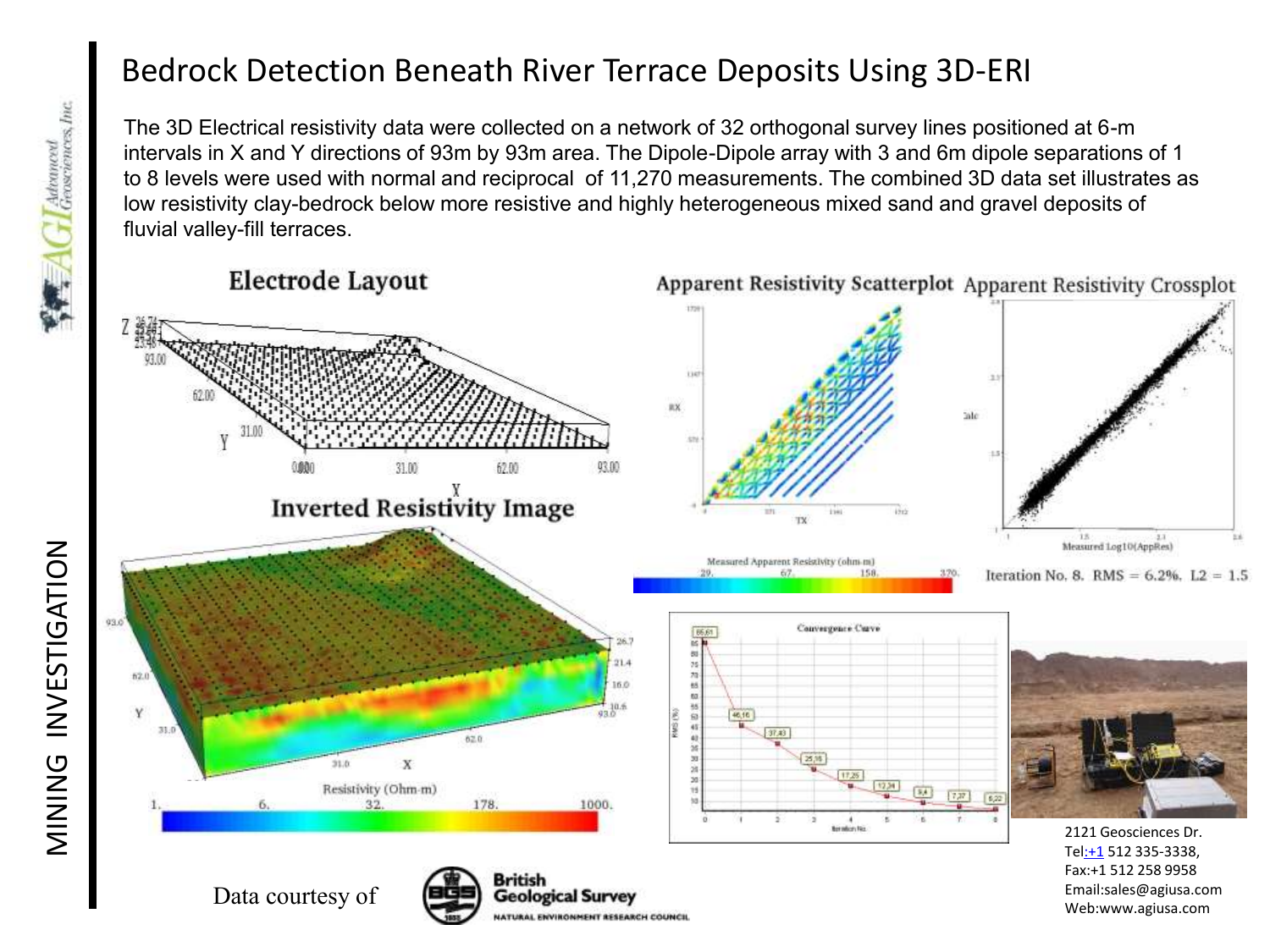# Bedrock Detection Beneath River Terrace Deposits Using 3D-ERI

The 3D Electrical resistivity data were collected on a network of 32 orthogonal survey lines positioned at 6-m intervals in X and Y directions of 93m by 93m area. The Dipole-Dipole array with 3 and 6m dipole separations of 1 to 8 levels were used with normal and reciprocal of 11,270 measurements. The combined 3D data set illustrates as low resistivity clay-bedrock below more resistive and highly heterogeneous mixed sand and gravel deposits of fluvial valley-fill terraces.

**Electrode Layout**

**Inverted Resistivity Image**

**Apparent Resistivity Scatterplot**

**Apparent Resistivity Crossplot**

Iteration No. 8. RMS = 6.2%. L2 = 1.5

Data courtesy of British Geological Survey

2121 Geosciences Dr.
Tel:+1 512 335-3338,
Fax:+1 512 258 9958
Email:sales@agiusa.com
Web:www.agiusa.com

MINING INVESTIGATION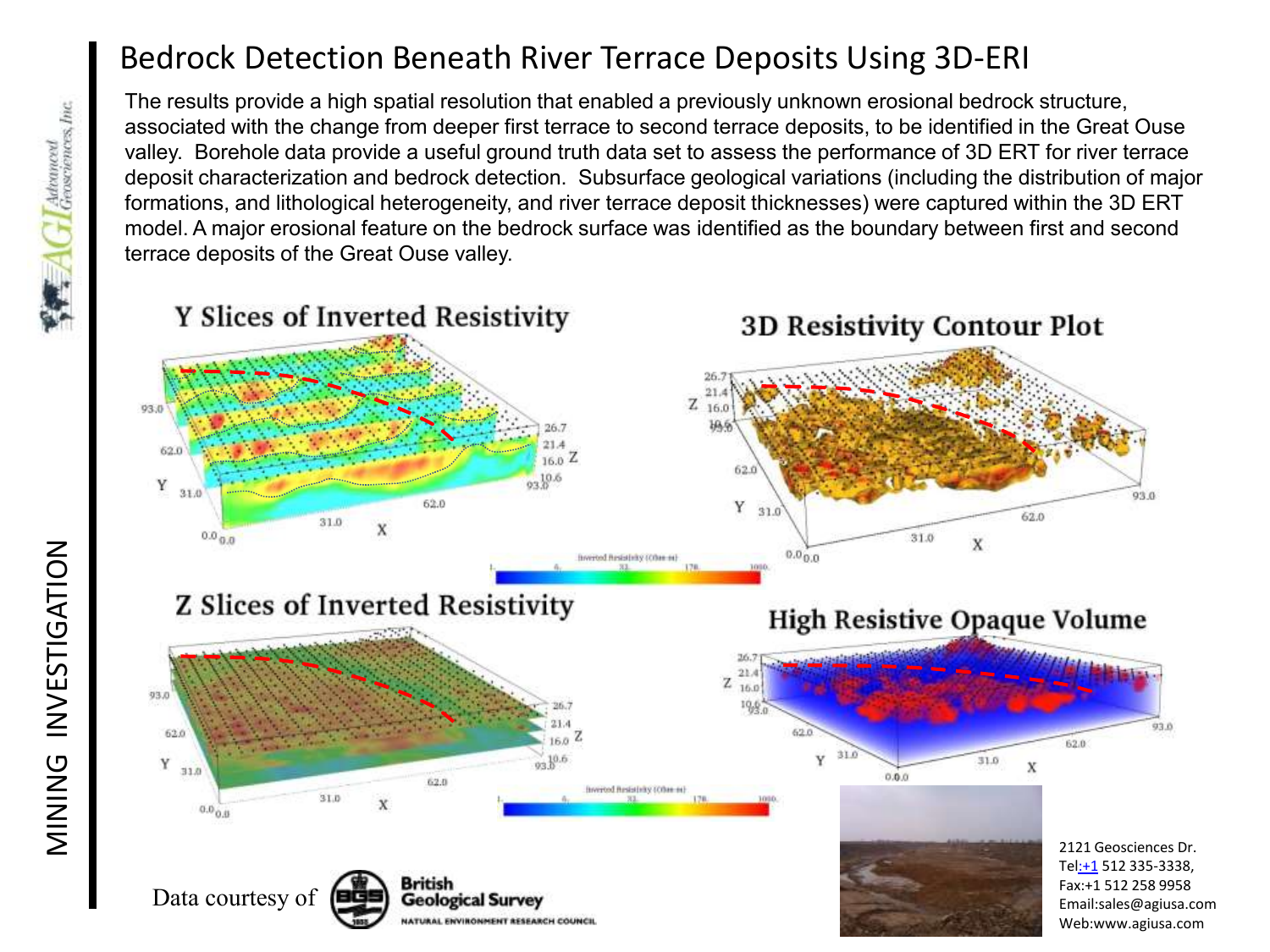# Bedrock Detection Beneath River Terrace Deposits Using 3D-ERI

The results provide a high spatial resolution that enabled a previously unknown erosional bedrock structure, associated with the change from deeper first terrace to second terrace deposits, to be identified in the Great Ouse valley. Borehole data provide a useful ground truth data set to assess the performance of 3D ERT for river terrace deposit characterization and bedrock detection. Subsurface geological variations (including the distribution of major formations, and lithological heterogeneity, and river terrace deposit thicknesses) were captured within the 3D ERT model. A major erosional feature on the bedrock surface was identified as the boundary between first and second terrace deposits of the Great Ouse valley.

**Y Slices of Inverted Resistivity**

93.0
62.0
Y
31.0
0.0
0.0
31.0
62.0
X
26.7
21.4
16.0
10.6
Z
93.0

**3D Resistivity Contour Plot**

26.7
21.4
16.0
10.6
Z
93.0
62.0
Y
31.0
0.0
0.0
31.0
62.0
93.0
X

Inverted Resistivity (Ohm-m)
1. 6. 32. 178. 1000.

**Z Slices of Inverted Resistivity**

93.0
62.0
Y
31.0
0.0
0.0
31.0
62.0
X
26.7
21.4
16.0
10.6
Z
93.0

Inverted Resistivity (Ohm-m)
1. 6. 32. 178. 1000.

**High Resistive Opaque Volume**

26.7
21.4
16.0
10.6
Z
93.0
62.0
Y
31.0
0.0
0.0
31.0
62.0
93.0
X

Data courtesy of British Geological Survey, Natural Environment Research Council

2121 Geosciences Dr.
Tel:+1 512 335-3338,
Fax:+1 512 258 9958
Email:sales@agiusa.com
Web:www.agiusa.com